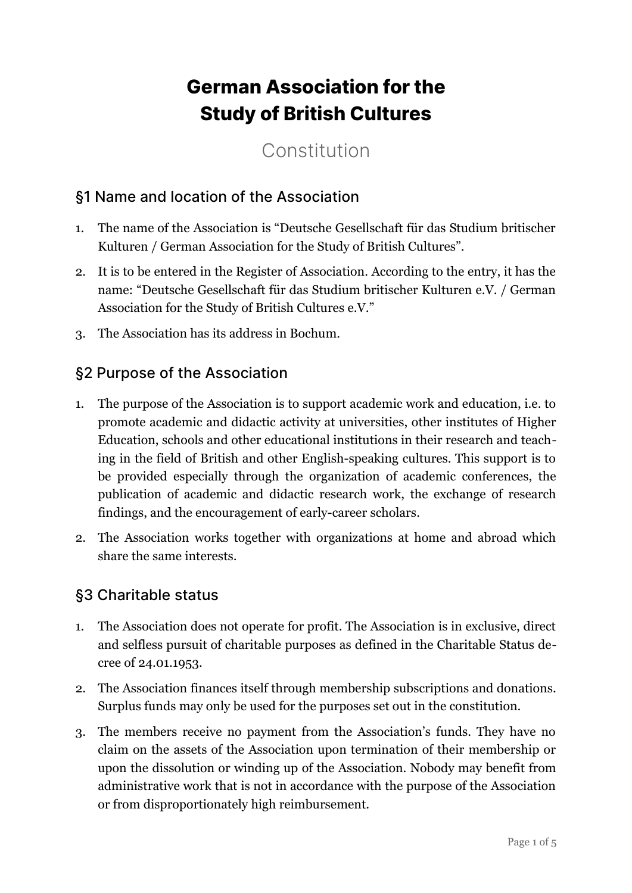# German Association for the Study of British Cultures

Constitution

## §1 Name and location of the Association

1. The name of the Association is "Deutsche Gesellschaft für das Studium britischer Kulturen / German Association for the Study of British Cultures".
2. It is to be entered in the Register of Association. According to the entry, it has the name: "Deutsche Gesellschaft für das Studium britischer Kulturen e.V. / German Association for the Study of British Cultures e.V."
3. The Association has its address in Bochum.

## §2 Purpose of the Association

1. The purpose of the Association is to support academic work and education, i.e. to promote academic and didactic activity at universities, other institutes of Higher Education, schools and other educational institutions in their research and teaching in the field of British and other English-speaking cultures. This support is to be provided especially through the organization of academic conferences, the publication of academic and didactic research work, the exchange of research findings, and the encouragement of early-career scholars.
2. The Association works together with organizations at home and abroad which share the same interests.

## §3 Charitable status

1. The Association does not operate for profit. The Association is in exclusive, direct and selfless pursuit of charitable purposes as defined in the Charitable Status decree of 24.01.1953.
2. The Association finances itself through membership subscriptions and donations. Surplus funds may only be used for the purposes set out in the constitution.
3. The members receive no payment from the Association's funds. They have no claim on the assets of the Association upon termination of their membership or upon the dissolution or winding up of the Association. Nobody may benefit from administrative work that is not in accordance with the purpose of the Association or from disproportionately high reimbursement.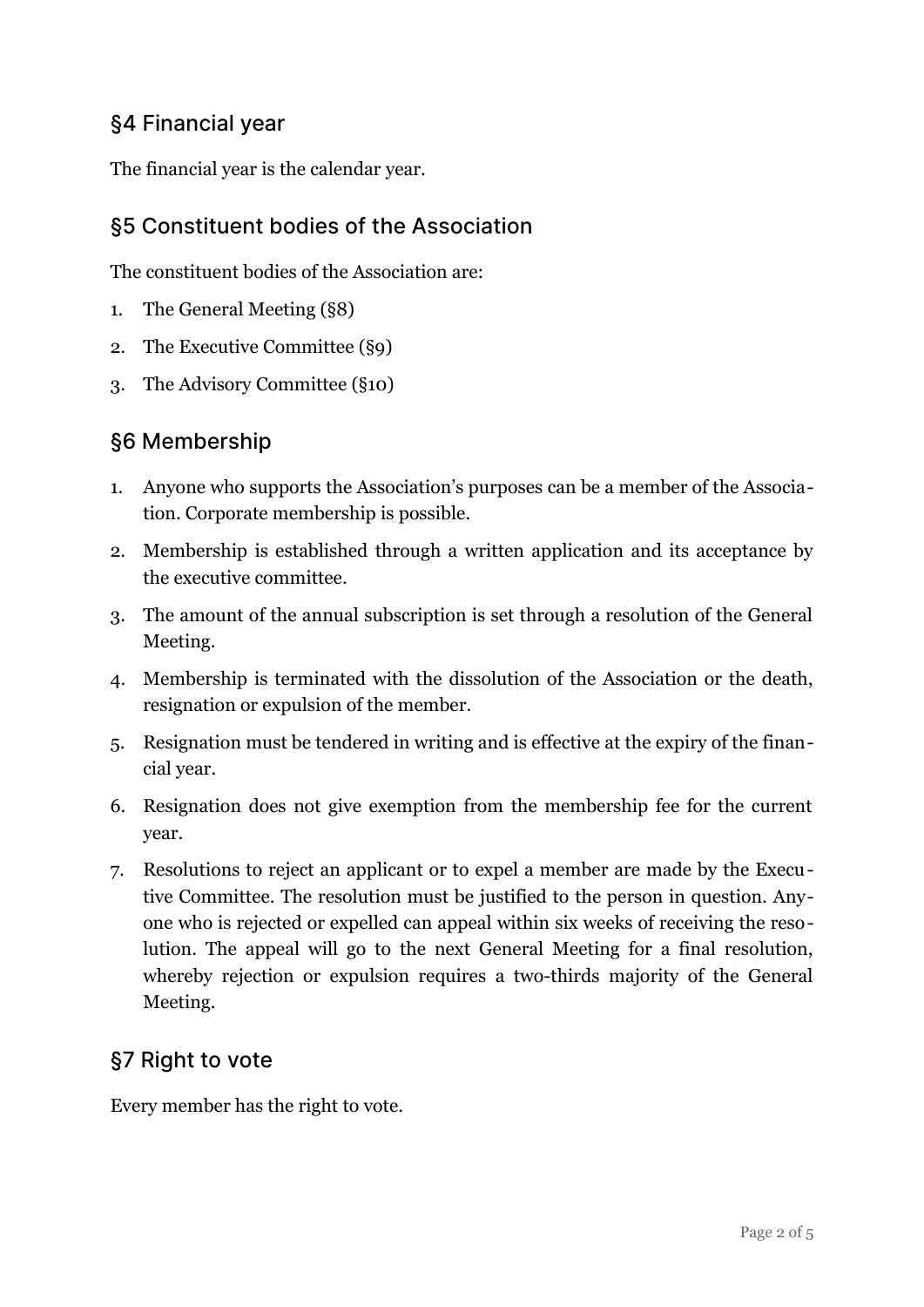## §4 Financial year

The financial year is the calendar year.

## §5 Constituent bodies of the Association

The constituent bodies of the Association are:

1. The General Meeting (§8)
2. The Executive Committee (§9)
3. The Advisory Committee (§10)

## §6 Membership

1. Anyone who supports the Association's purposes can be a member of the Association. Corporate membership is possible.
2. Membership is established through a written application and its acceptance by the executive committee.
3. The amount of the annual subscription is set through a resolution of the General Meeting.
4. Membership is terminated with the dissolution of the Association or the death, resignation or expulsion of the member.
5. Resignation must be tendered in writing and is effective at the expiry of the financial year.
6. Resignation does not give exemption from the membership fee for the current year.
7. Resolutions to reject an applicant or to expel a member are made by the Executive Committee. The resolution must be justified to the person in question. Anyone who is rejected or expelled can appeal within six weeks of receiving the resolution. The appeal will go to the next General Meeting for a final resolution, whereby rejection or expulsion requires a two-thirds majority of the General Meeting.

## §7 Right to vote

Every member has the right to vote.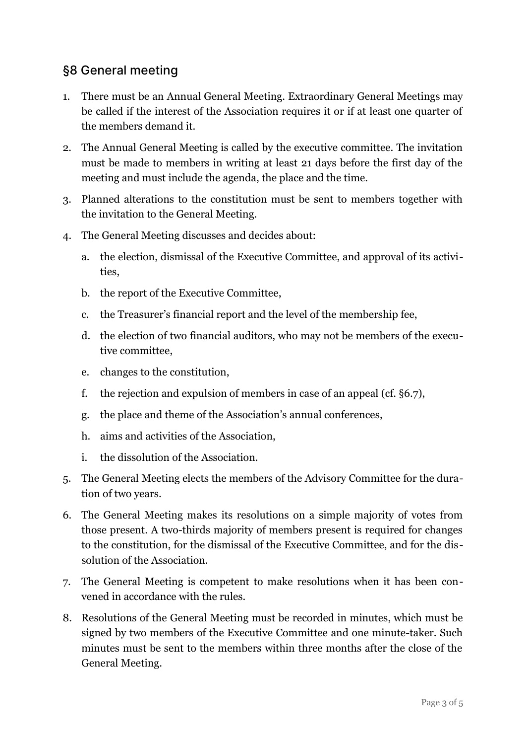## §8 General meeting

1. There must be an Annual General Meeting. Extraordinary General Meetings may be called if the interest of the Association requires it or if at least one quarter of the members demand it.
2. The Annual General Meeting is called by the executive committee. The invitation must be made to members in writing at least 21 days before the first day of the meeting and must include the agenda, the place and the time.
3. Planned alterations to the constitution must be sent to members together with the invitation to the General Meeting.
4. The General Meeting discusses and decides about:
    a. the election, dismissal of the Executive Committee, and approval of its activities,
    b. the report of the Executive Committee,
    c. the Treasurer's financial report and the level of the membership fee,
    d. the election of two financial auditors, who may not be members of the executive committee,
    e. changes to the constitution,
    f. the rejection and expulsion of members in case of an appeal (cf. §6.7),
    g. the place and theme of the Association's annual conferences,
    h. aims and activities of the Association,
    i. the dissolution of the Association.
5. The General Meeting elects the members of the Advisory Committee for the duration of two years.
6. The General Meeting makes its resolutions on a simple majority of votes from those present. A two-thirds majority of members present is required for changes to the constitution, for the dismissal of the Executive Committee, and for the dissolution of the Association.
7. The General Meeting is competent to make resolutions when it has been convened in accordance with the rules.
8. Resolutions of the General Meeting must be recorded in minutes, which must be signed by two members of the Executive Committee and one minute-taker. Such minutes must be sent to the members within three months after the close of the General Meeting.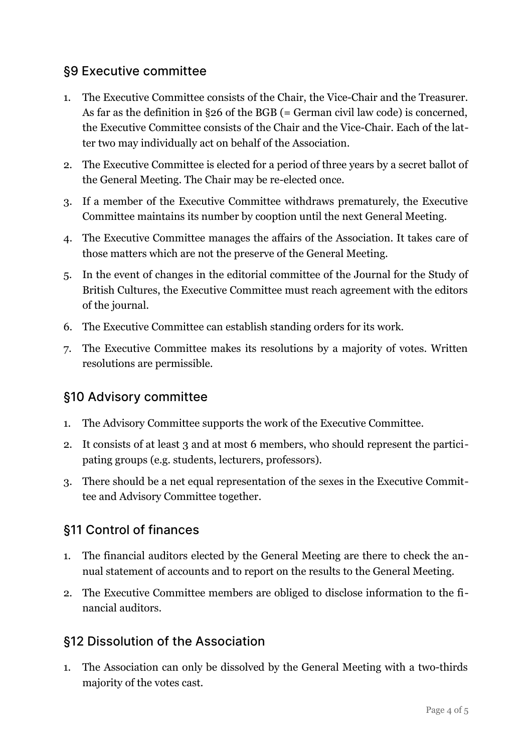## §9 Executive committee

1. The Executive Committee consists of the Chair, the Vice-Chair and the Treasurer. As far as the definition in §26 of the BGB (= German civil law code) is concerned, the Executive Committee consists of the Chair and the Vice-Chair. Each of the latter two may individually act on behalf of the Association.
2. The Executive Committee is elected for a period of three years by a secret ballot of the General Meeting. The Chair may be re-elected once.
3. If a member of the Executive Committee withdraws prematurely, the Executive Committee maintains its number by cooption until the next General Meeting.
4. The Executive Committee manages the affairs of the Association. It takes care of those matters which are not the preserve of the General Meeting.
5. In the event of changes in the editorial committee of the Journal for the Study of British Cultures, the Executive Committee must reach agreement with the editors of the journal.
6. The Executive Committee can establish standing orders for its work.
7. The Executive Committee makes its resolutions by a majority of votes. Written resolutions are permissible.

## §10 Advisory committee

1. The Advisory Committee supports the work of the Executive Committee.
2. It consists of at least 3 and at most 6 members, who should represent the participating groups (e.g. students, lecturers, professors).
3. There should be a net equal representation of the sexes in the Executive Committee and Advisory Committee together.

## §11 Control of finances

1. The financial auditors elected by the General Meeting are there to check the annual statement of accounts and to report on the results to the General Meeting.
2. The Executive Committee members are obliged to disclose information to the financial auditors.

## §12 Dissolution of the Association

1. The Association can only be dissolved by the General Meeting with a two-thirds majority of the votes cast.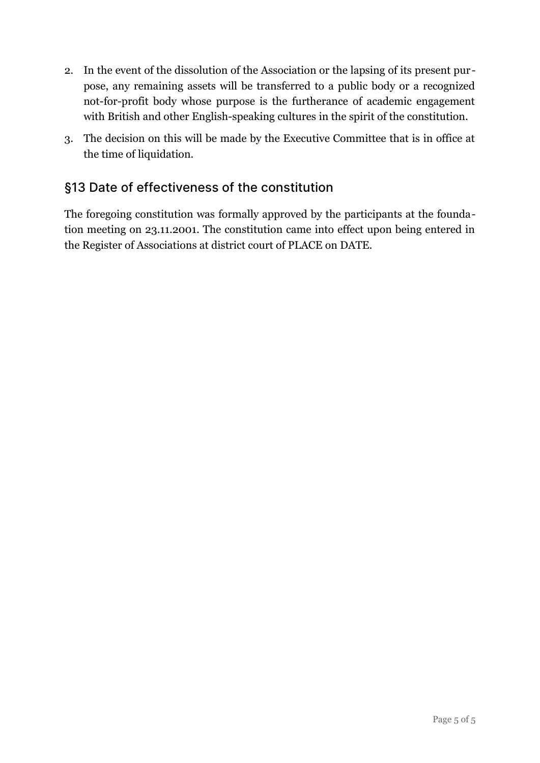2. In the event of the dissolution of the Association or the lapsing of its present purpose, any remaining assets will be transferred to a public body or a recognized not-for-profit body whose purpose is the furtherance of academic engagement with British and other English-speaking cultures in the spirit of the constitution.
3. The decision on this will be made by the Executive Committee that is in office at the time of liquidation.

## §13 Date of effectiveness of the constitution

The foregoing constitution was formally approved by the participants at the foundation meeting on 23.11.2001. The constitution came into effect upon being entered in the Register of Associations at district court of PLACE on DATE.